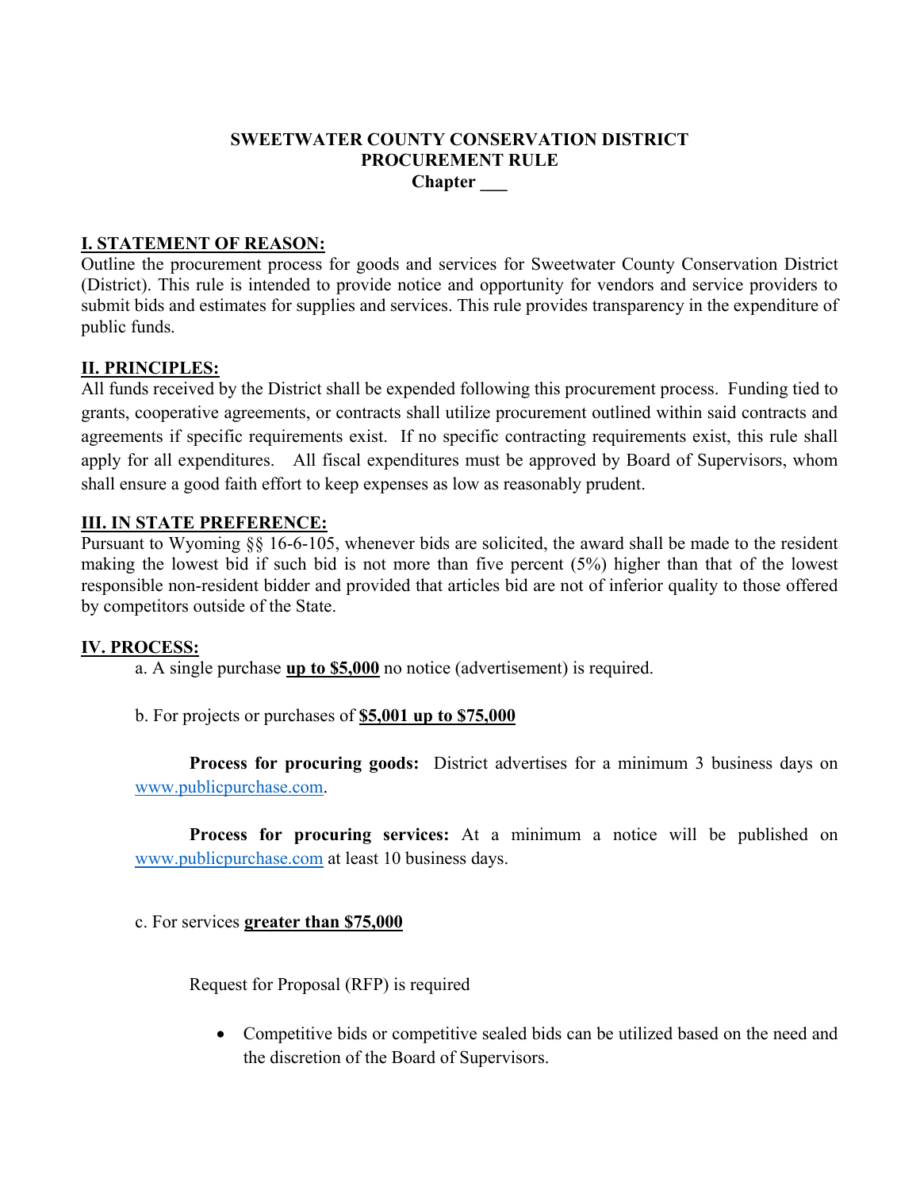# SWEETWATER COUNTY CONSERVATION DISTRICT
## PROCUREMENT RULE
### Chapter ___

**I. STATEMENT OF REASON:**

Outline the procurement process for goods and services for Sweetwater County Conservation District (District). This rule is intended to provide notice and opportunity for vendors and service providers to submit bids and estimates for supplies and services. This rule provides transparency in the expenditure of public funds.

**II. PRINCIPLES:**

All funds received by the District shall be expended following this procurement process. Funding tied to grants, cooperative agreements, or contracts shall utilize procurement outlined within said contracts and agreements if specific requirements exist. If no specific contracting requirements exist, this rule shall apply for all expenditures. All fiscal expenditures must be approved by Board of Supervisors, whom shall ensure a good faith effort to keep expenses as low as reasonably prudent.

**III. IN STATE PREFERENCE:**

Pursuant to Wyoming §§ 16-6-105, whenever bids are solicited, the award shall be made to the resident making the lowest bid if such bid is not more than five percent (5%) higher than that of the lowest responsible non-resident bidder and provided that articles bid are not of inferior quality to those offered by competitors outside of the State.

**IV. PROCESS:**

a. A single purchase **up to $5,000** no notice (advertisement) is required.

b. For projects or purchases of **$5,001 up to $75,000**

**Process for procuring goods:** District advertises for a minimum 3 business days on www.publicpurchase.com.

**Process for procuring services:** At a minimum a notice will be published on www.publicpurchase.com at least 10 business days.

c. For services **greater than $75,000**

Request for Proposal (RFP) is required

- Competitive bids or competitive sealed bids can be utilized based on the need and the discretion of the Board of Supervisors.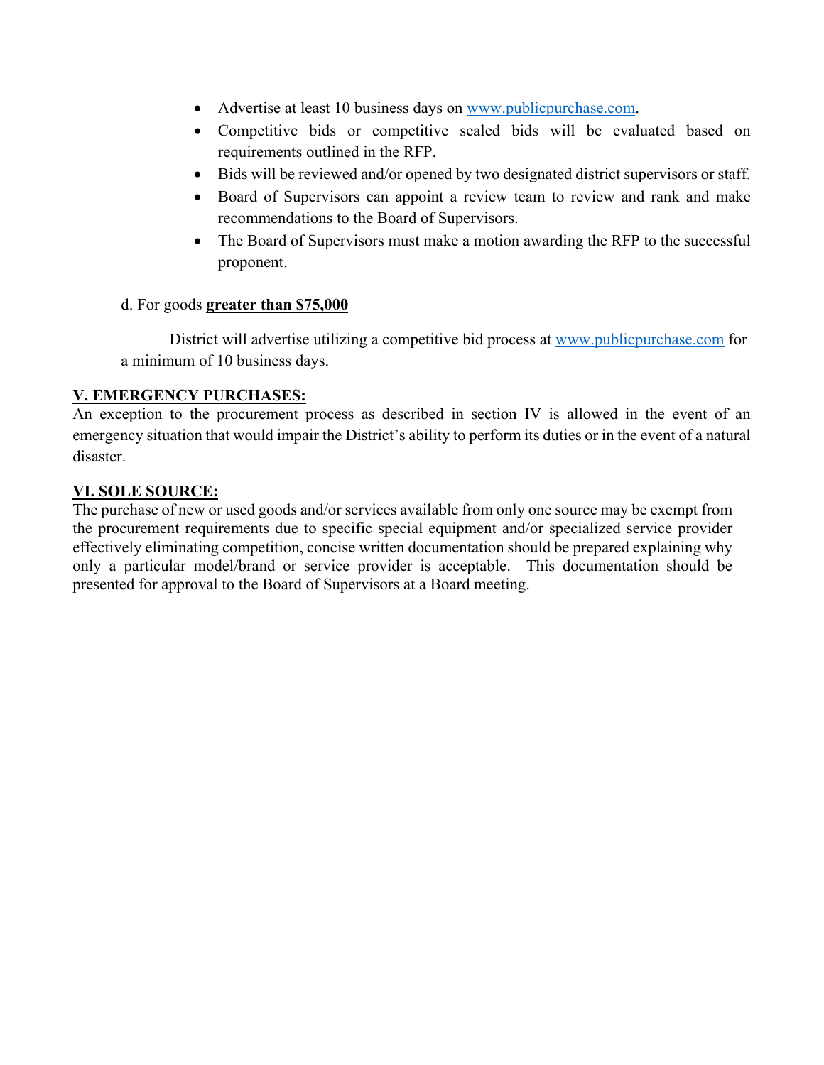- Advertise at least 10 business days on www.publicpurchase.com.
- Competitive bids or competitive sealed bids will be evaluated based on requirements outlined in the RFP.
- Bids will be reviewed and/or opened by two designated district supervisors or staff.
- Board of Supervisors can appoint a review team to review and rank and make recommendations to the Board of Supervisors.
- The Board of Supervisors must make a motion awarding the RFP to the successful proponent.

d. For goods **greater than $75,000**

District will advertise utilizing a competitive bid process at www.publicpurchase.com for a minimum of 10 business days.

## V. EMERGENCY PURCHASES:

An exception to the procurement process as described in section IV is allowed in the event of an emergency situation that would impair the District's ability to perform its duties or in the event of a natural disaster.

## VI. SOLE SOURCE:

The purchase of new or used goods and/or services available from only one source may be exempt from the procurement requirements due to specific special equipment and/or specialized service provider effectively eliminating competition, concise written documentation should be prepared explaining why only a particular model/brand or service provider is acceptable. This documentation should be presented for approval to the Board of Supervisors at a Board meeting.